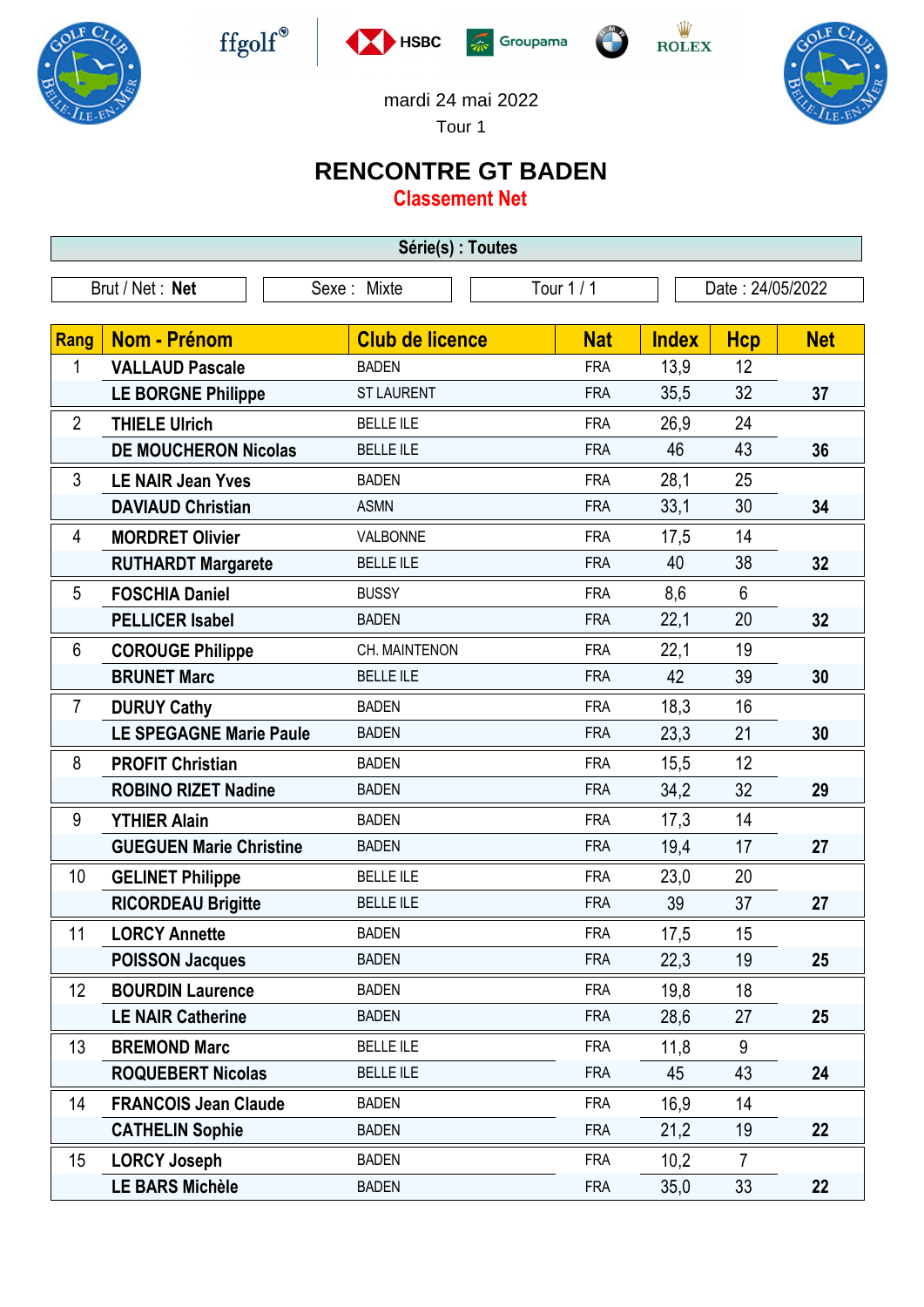mardi 24 mai 2022

Tour 1

# RENCONTRE GT BADEN

## Classement Net

**Série(s) : Toutes**

| Brut / Net : **Net** | Sexe : Mixte | Tour 1 / 1 | Date : 24/05/2022 |
|---|---|---|---|

| Rang | Nom - Prénom | Club de licence | Nat | Index | Hcp | Net |
|---|---|---|---|---|---|---|
| 1 | **VALLAUD Pascale** | BADEN | FRA | 13,9 | 12 | |
| | **LE BORGNE Philippe** | ST LAURENT | FRA | 35,5 | 32 | **37** |
| 2 | **THIELE Ulrich** | BELLE ILE | FRA | 26,9 | 24 | |
| | **DE MOUCHERON Nicolas** | BELLE ILE | FRA | 46 | 43 | **36** |
| 3 | **LE NAIR Jean Yves** | BADEN | FRA | 28,1 | 25 | |
| | **DAVIAUD Christian** | ASMN | FRA | 33,1 | 30 | **34** |
| 4 | **MORDRET Olivier** | VALBONNE | FRA | 17,5 | 14 | |
| | **RUTHARDT Margarete** | BELLE ILE | FRA | 40 | 38 | **32** |
| 5 | **FOSCHIA Daniel** | BUSSY | FRA | 8,6 | 6 | |
| | **PELLICER Isabel** | BADEN | FRA | 22,1 | 20 | **32** |
| 6 | **COROUGE Philippe** | CH. MAINTENON | FRA | 22,1 | 19 | |
| | **BRUNET Marc** | BELLE ILE | FRA | 42 | 39 | **30** |
| 7 | **DURUY Cathy** | BADEN | FRA | 18,3 | 16 | |
| | **LE SPEGAGNE Marie Paule** | BADEN | FRA | 23,3 | 21 | **30** |
| 8 | **PROFIT Christian** | BADEN | FRA | 15,5 | 12 | |
| | **ROBINO RIZET Nadine** | BADEN | FRA | 34,2 | 32 | **29** |
| 9 | **YTHIER Alain** | BADEN | FRA | 17,3 | 14 | |
| | **GUEGUEN Marie Christine** | BADEN | FRA | 19,4 | 17 | **27** |
| 10 | **GELINET Philippe** | BELLE ILE | FRA | 23,0 | 20 | |
| | **RICORDEAU Brigitte** | BELLE ILE | FRA | 39 | 37 | **27** |
| 11 | **LORCY Annette** | BADEN | FRA | 17,5 | 15 | |
| | **POISSON Jacques** | BADEN | FRA | 22,3 | 19 | **25** |
| 12 | **BOURDIN Laurence** | BADEN | FRA | 19,8 | 18 | |
| | **LE NAIR Catherine** | BADEN | FRA | 28,6 | 27 | **25** |
| 13 | **BREMOND Marc** | BELLE ILE | FRA | 11,8 | 9 | |
| | **ROQUEBERT Nicolas** | BELLE ILE | FRA | 45 | 43 | **24** |
| 14 | **FRANCOIS Jean Claude** | BADEN | FRA | 16,9 | 14 | |
| | **CATHELIN Sophie** | BADEN | FRA | 21,2 | 19 | **22** |
| 15 | **LORCY Joseph** | BADEN | FRA | 10,2 | 7 | |
| | **LE BARS Michèle** | BADEN | FRA | 35,0 | 33 | **22** |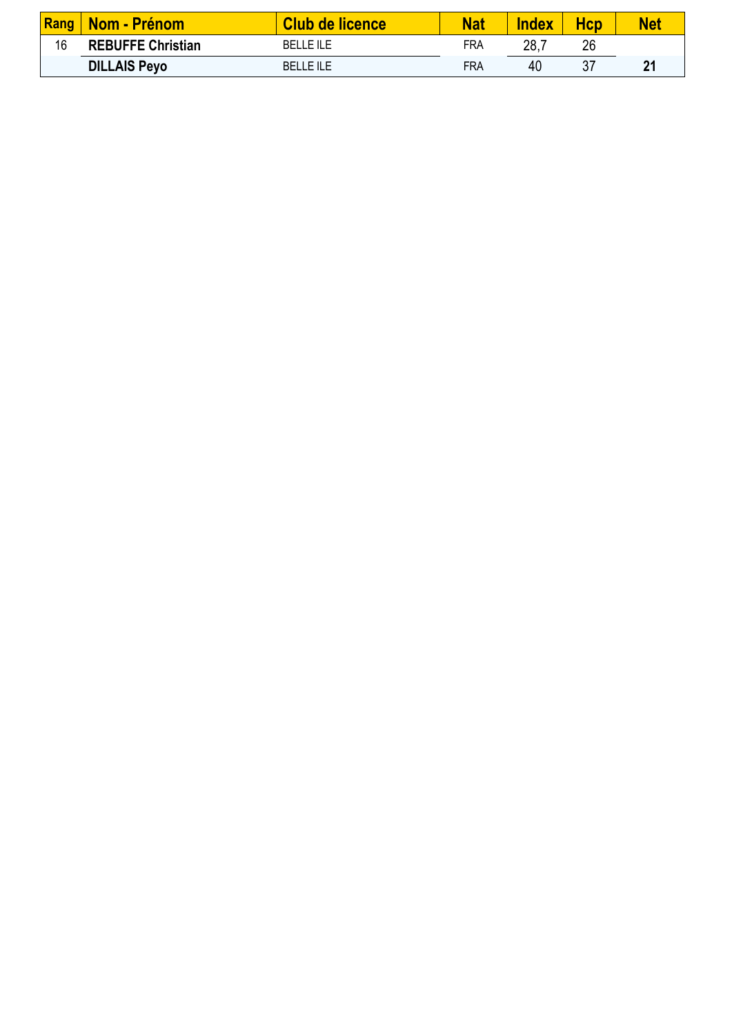| Rang | Nom - Prénom | Club de licence | Nat | Index | Hcp | Net |
|---|---|---|---|---|---|---|
| 16 | **REBUFFE Christian** | BELLE ILE | FRA | 28,7 | 26 | |
| | **DILLAIS Peyo** | BELLE ILE | FRA | 40 | 37 | **21** |